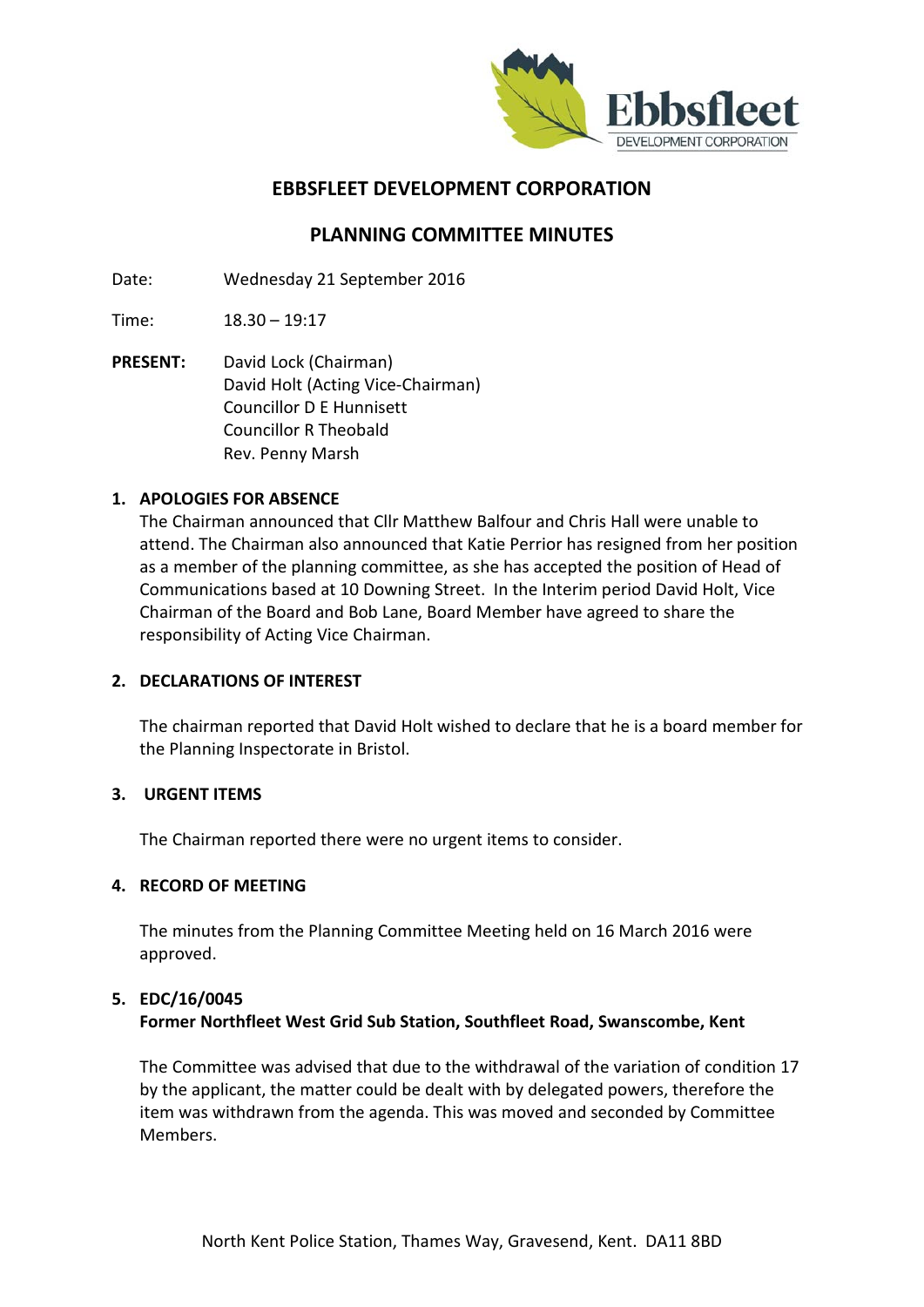# EBBSFLEET DEVELOPMENT CORPORATION

## PLANNING COMMITTEE MINUTES

Date: Wednesday 21 September 2016

Time: 18.30 – 19:17

**PRESENT:** David Lock (Chairman)
David Holt (Acting Vice-Chairman)
Councillor D E Hunnisett
Councillor R Theobald
Rev. Penny Marsh

### 1. APOLOGIES FOR ABSENCE

The Chairman announced that Cllr Matthew Balfour and Chris Hall were unable to attend. The Chairman also announced that Katie Perrior has resigned from her position as a member of the planning committee, as she has accepted the position of Head of Communications based at 10 Downing Street. In the Interim period David Holt, Vice Chairman of the Board and Bob Lane, Board Member have agreed to share the responsibility of Acting Vice Chairman.

### 2. DECLARATIONS OF INTEREST

The chairman reported that David Holt wished to declare that he is a board member for the Planning Inspectorate in Bristol.

### 3. URGENT ITEMS

The Chairman reported there were no urgent items to consider.

### 4. RECORD OF MEETING

The minutes from the Planning Committee Meeting held on 16 March 2016 were approved.

### 5. EDC/16/0045
**Former Northfleet West Grid Sub Station, Southfleet Road, Swanscombe, Kent**

The Committee was advised that due to the withdrawal of the variation of condition 17 by the applicant, the matter could be dealt with by delegated powers, therefore the item was withdrawn from the agenda. This was moved and seconded by Committee Members.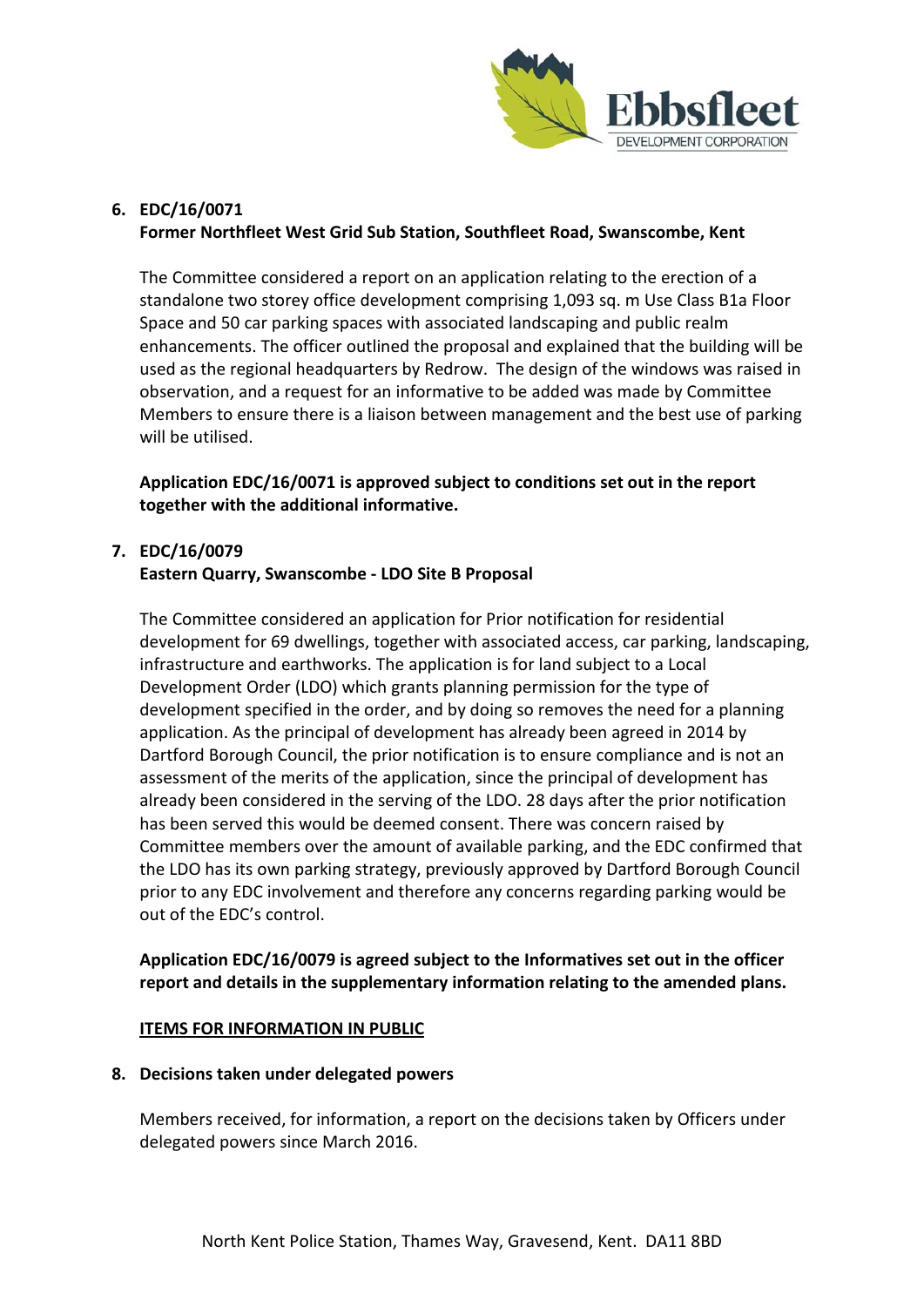6. **EDC/16/0071**
   **Former Northfleet West Grid Sub Station, Southfleet Road, Swanscombe, Kent**

   The Committee considered a report on an application relating to the erection of a standalone two storey office development comprising 1,093 sq. m Use Class B1a Floor Space and 50 car parking spaces with associated landscaping and public realm enhancements. The officer outlined the proposal and explained that the building will be used as the regional headquarters by Redrow. The design of the windows was raised in observation, and a request for an informative to be added was made by Committee Members to ensure there is a liaison between management and the best use of parking will be utilised.

   **Application EDC/16/0071 is approved subject to conditions set out in the report together with the additional informative.**

7. **EDC/16/0079**
   **Eastern Quarry, Swanscombe - LDO Site B Proposal**

   The Committee considered an application for Prior notification for residential development for 69 dwellings, together with associated access, car parking, landscaping, infrastructure and earthworks. The application is for land subject to a Local Development Order (LDO) which grants planning permission for the type of development specified in the order, and by doing so removes the need for a planning application. As the principal of development has already been agreed in 2014 by Dartford Borough Council, the prior notification is to ensure compliance and is not an assessment of the merits of the application, since the principal of development has already been considered in the serving of the LDO. 28 days after the prior notification has been served this would be deemed consent. There was concern raised by Committee members over the amount of available parking, and the EDC confirmed that the LDO has its own parking strategy, previously approved by Dartford Borough Council prior to any EDC involvement and therefore any concerns regarding parking would be out of the EDC's control.

   **Application EDC/16/0079 is agreed subject to the Informatives set out in the officer report and details in the supplementary information relating to the amended plans.**

<u>**ITEMS FOR INFORMATION IN PUBLIC**</u>

8. **Decisions taken under delegated powers**

   Members received, for information, a report on the decisions taken by Officers under delegated powers since March 2016.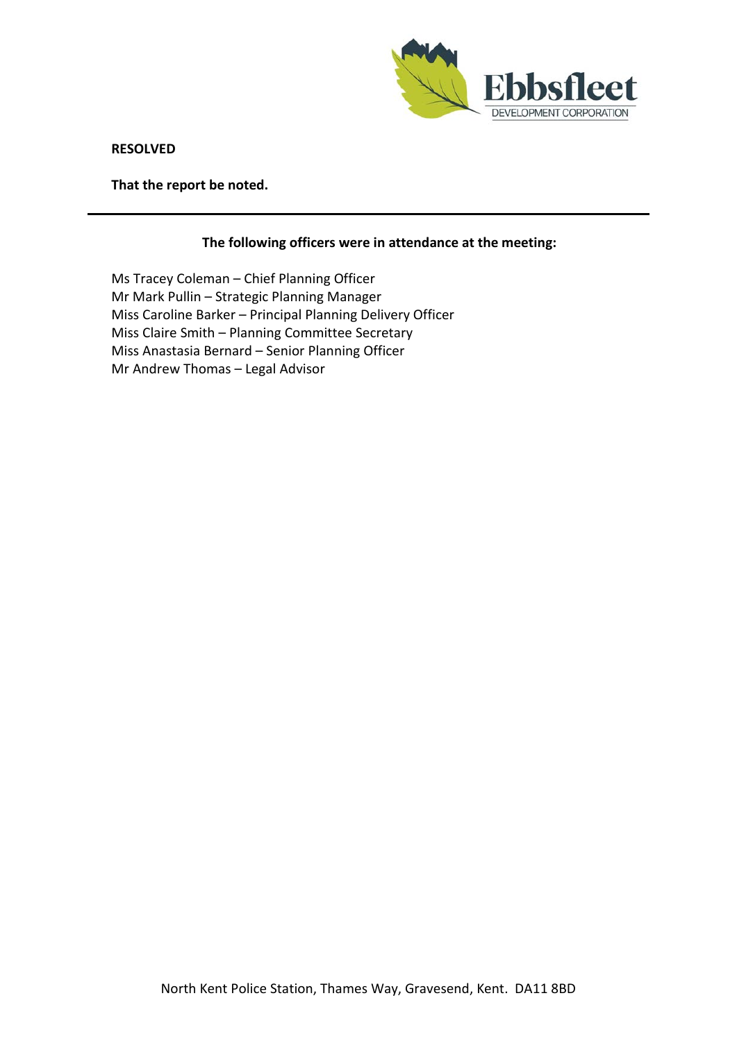**RESOLVED**

**That the report be noted.**

---

**The following officers were in attendance at the meeting:**

Ms Tracey Coleman – Chief Planning Officer
Mr Mark Pullin – Strategic Planning Manager
Miss Caroline Barker – Principal Planning Delivery Officer
Miss Claire Smith – Planning Committee Secretary
Miss Anastasia Bernard – Senior Planning Officer
Mr Andrew Thomas – Legal Advisor